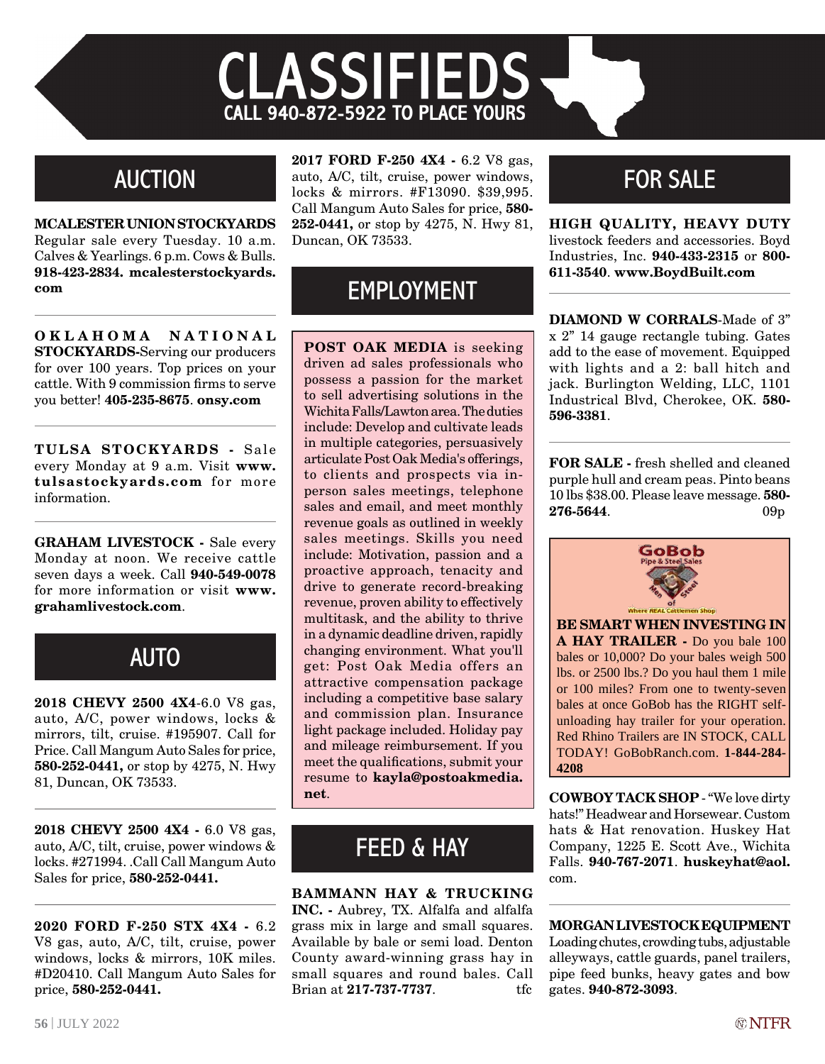# CLASSIFIEDS

CALL 940-872-5922 TO PLACE YOURS

## AUCTION

**MCALESTER UNION STOCKYARDS** Regular sale every Tuesday. 10 a.m. Calves & Yearlings. 6 p.m. Cows & Bulls. **918-423-2834. mcalesterstockyards.com**

---

**OKLAHOMA NATIONAL STOCKYARDS-**Serving our producers for over 100 years. Top prices on your cattle. With 9 commission firms to serve you better! **405-235-8675**. **onsy.com**

---

**TULSA STOCKYARDS -** Sale every Monday at 9 a.m. Visit **www.tulsastockyards.com** for more information.

---

**GRAHAM LIVESTOCK -** Sale every Monday at noon. We receive cattle seven days a week. Call **940-549-0078** for more information or visit **www.grahamlivestock.com**.

## AUTO

**2018 CHEVY 2500 4X4**-6.0 V8 gas, auto, A/C, power windows, locks & mirrors, tilt, cruise. #195907. Call for Price. Call Mangum Auto Sales for price, **580-252-0441,** or stop by 4275, N. Hwy 81, Duncan, OK 73533.

---

**2018 CHEVY 2500 4X4 -** 6.0 V8 gas, auto, A/C, tilt, cruise, power windows & locks. #271994. .Call Call Mangum Auto Sales for price, **580-252-0441.**

---

**2020 FORD F-250 STX 4X4 -** 6.2 V8 gas, auto, A/C, tilt, cruise, power windows, locks & mirrors, 10K miles. #D20410. Call Mangum Auto Sales for price, **580-252-0441.**

**2017 FORD F-250 4X4 -** 6.2 V8 gas, auto, A/C, tilt, cruise, power windows, locks & mirrors. #F13090. $39,995. Call Mangum Auto Sales for price, **580-252-0441,** or stop by 4275, N. Hwy 81, Duncan, OK 73533.

## EMPLOYMENT

**POST OAK MEDIA** is seeking driven ad sales professionals who possess a passion for the market to sell advertising solutions in the Wichita Falls/Lawton area. The duties include: Develop and cultivate leads in multiple categories, persuasively articulate Post Oak Media's offerings, to clients and prospects via in-person sales meetings, telephone sales and email, and meet monthly revenue goals as outlined in weekly sales meetings. Skills you need include: Motivation, passion and a proactive approach, tenacity and drive to generate record-breaking revenue, proven ability to effectively multitask, and the ability to thrive in a dynamic deadline driven, rapidly changing environment. What you'll get: Post Oak Media offers an attractive compensation package including a competitive base salary and commission plan. Insurance light package included. Holiday pay and mileage reimbursement. If you meet the qualifications, submit your resume to **kayla@postoakmedia.net**.

## FEED & HAY

**BAMMANN HAY & TRUCKING INC. -** Aubrey, TX. Alfalfa and alfalfa grass mix in large and small squares. Available by bale or semi load. Denton County award-winning grass hay in small squares and round bales. Call Brian at **217-737-7737**. tfc

## FOR SALE

**HIGH QUALITY, HEAVY DUTY** livestock feeders and accessories. Boyd Industries, Inc. **940-433-2315** or **800-611-3540**. **www.BoydBuilt.com**

---

**DIAMOND W CORRALS**-Made of 3" x 2" 14 gauge rectangle tubing. Gates add to the ease of movement. Equipped with lights and a 2: ball hitch and jack. Burlington Welding, LLC, 1101 Industrial Blvd, Cherokee, OK. **580-596-3381**.

---

**FOR SALE -** fresh shelled and cleaned purple hull and cream peas. Pinto beans 10 lbs $38.00. Please leave message. **580-276-5644**. 09p

GoBob Pipe & Steel Sales — Men of Steel — Where REAL Cattlemen Shop

**BE SMART WHEN INVESTING IN A HAY TRAILER -** Do you bale 100 bales or 10,000? Do your bales weigh 500 lbs. or 2500 lbs.? Do you haul them 1 mile or 100 miles? From one to twenty-seven bales at once GoBob has the RIGHT self-unloading hay trailer for your operation. Red Rhino Trailers are IN STOCK, CALL TODAY! GoBobRanch.com. **1-844-284-4208**

**COWBOY TACK SHOP** - "We love dirty hats!" Headwear and Horsewear. Custom hats & Hat renovation. Huskey Hat Company, 1225 E. Scott Ave., Wichita Falls. **940-767-2071**. **huskeyhat@aol.com**.

---

**MORGAN LIVESTOCK EQUIPMENT** Loading chutes, crowding tubs, adjustable alleyways, cattle guards, panel trailers, pipe feed bunks, heavy gates and bow gates. **940-872-3093**.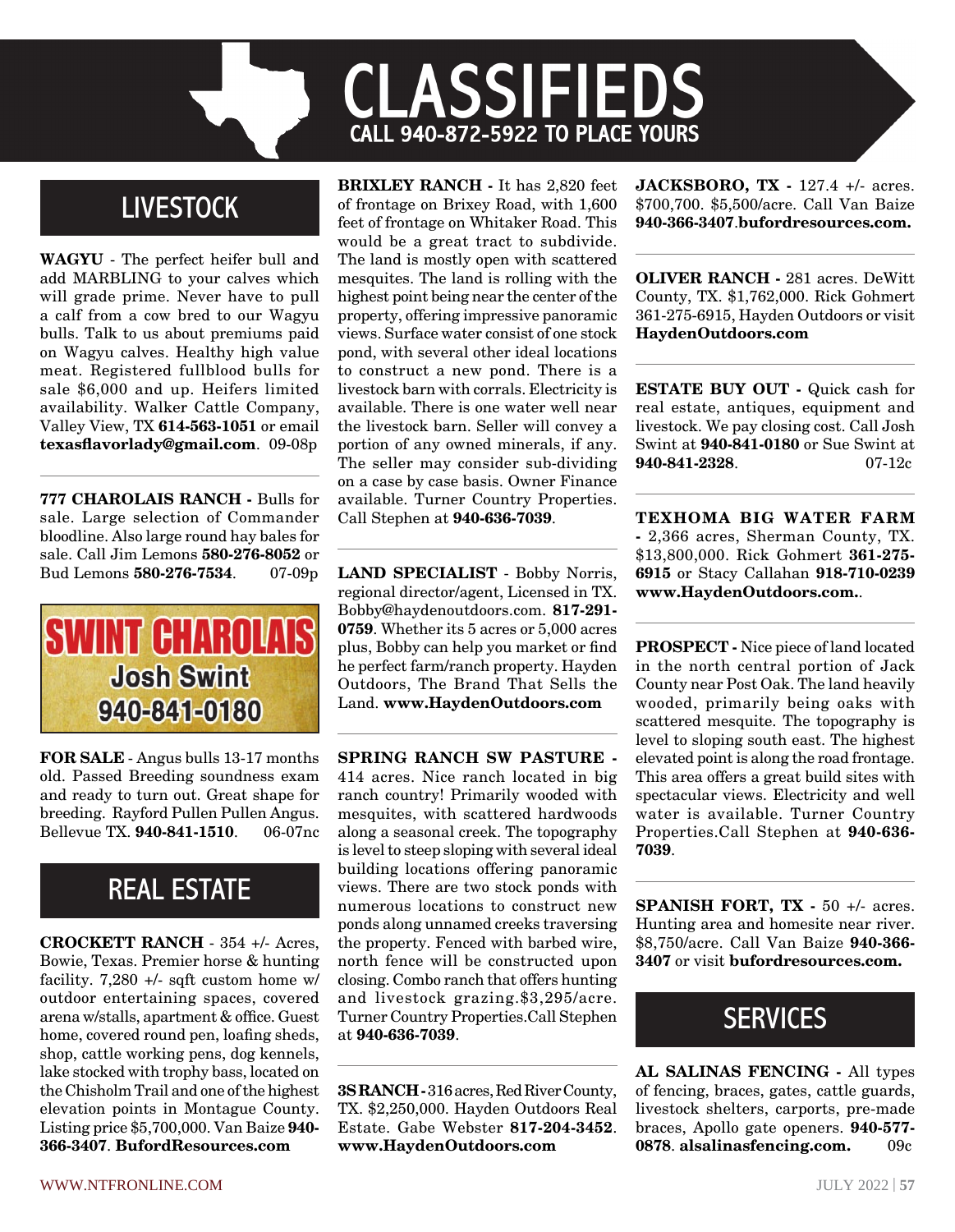# CLASSIFIEDS

CALL 940-872-5922 TO PLACE YOURS

## LIVESTOCK

**WAGYU** - The perfect heifer bull and add MARBLING to your calves which will grade prime. Never have to pull a calf from a cow bred to our Wagyu bulls. Talk to us about premiums paid on Wagyu calves. Healthy high value meat. Registered fullblood bulls for sale $6,000 and up. Heifers limited availability. Walker Cattle Company, Valley View, TX **614-563-1051** or email **texasflavorlady@gmail.com**. 09-08p

---

**777 CHAROLAIS RANCH -** Bulls for sale. Large selection of Commander bloodline. Also large round hay bales for sale. Call Jim Lemons **580-276-8052** or Bud Lemons **580-276-7534**. 07-09p

**SWINT CHAROLAIS**
**Josh Swint**
**940-841-0180**

**FOR SALE** - Angus bulls 13-17 months old. Passed Breeding soundness exam and ready to turn out. Great shape for breeding. Rayford Pullen Pullen Angus. Bellevue TX. **940-841-1510**. 06-07nc

## REAL ESTATE

**CROCKETT RANCH** - 354 +/- Acres, Bowie, Texas. Premier horse & hunting facility. 7,280 +/- sqft custom home w/ outdoor entertaining spaces, covered arena w/stalls, apartment & office. Guest home, covered round pen, loafing sheds, shop, cattle working pens, dog kennels, lake stocked with trophy bass, located on the Chisholm Trail and one of the highest elevation points in Montague County. Listing price $5,700,000. Van Baize **940-366-3407**. **BufordResources.com**

**BRIXLEY RANCH -** It has 2,820 feet of frontage on Brixey Road, with 1,600 feet of frontage on Whitaker Road. This would be a great tract to subdivide. The land is mostly open with scattered mesquites. The land is rolling with the highest point being near the center of the property, offering impressive panoramic views. Surface water consist of one stock pond, with several other ideal locations to construct a new pond. There is a livestock barn with corrals. Electricity is available. There is one water well near the livestock barn. Seller will convey a portion of any owned minerals, if any. The seller may consider sub-dividing on a case by case basis. Owner Finance available. Turner Country Properties. Call Stephen at **940-636-7039**.

---

**LAND SPECIALIST** - Bobby Norris, regional director/agent, Licensed in TX. Bobby@haydenoutdoors.com. **817-291-0759**. Whether its 5 acres or 5,000 acres plus, Bobby can help you market or find he perfect farm/ranch property. Hayden Outdoors, The Brand That Sells the Land. **www.HaydenOutdoors.com**

---

**SPRING RANCH SW PASTURE -** 414 acres. Nice ranch located in big ranch country! Primarily wooded with mesquites, with scattered hardwoods along a seasonal creek. The topography is level to steep sloping with several ideal building locations offering panoramic views. There are two stock ponds with numerous locations to construct new ponds along unnamed creeks traversing the property. Fenced with barbed wire, north fence will be constructed upon closing. Combo ranch that offers hunting and livestock grazing.$3,295/acre. Turner Country Properties.Call Stephen at **940-636-7039**.

---

**3S RANCH -** 316 acres, Red River County, TX. $2,250,000. Hayden Outdoors Real Estate. Gabe Webster **817-204-3452**. **www.HaydenOutdoors.com**

**JACKSBORO, TX -** 127.4 +/- acres. $700,700. $5,500/acre. Call Van Baize **940-366-3407**.**bufordresources.com.**

---

**OLIVER RANCH -** 281 acres. DeWitt County, TX. $1,762,000. Rick Gohmert 361-275-6915, Hayden Outdoors or visit **HaydenOutdoors.com**

---

**ESTATE BUY OUT -** Quick cash for real estate, antiques, equipment and livestock. We pay closing cost. Call Josh Swint at **940-841-0180** or Sue Swint at **940-841-2328**. 07-12c

---

**TEXHOMA BIG WATER FARM -** 2,366 acres, Sherman County, TX. $13,800,000. Rick Gohmert **361-275-6915** or Stacy Callahan **918-710-0239** **www.HaydenOutdoors.com.**.

---

**PROSPECT -** Nice piece of land located in the north central portion of Jack County near Post Oak. The land heavily wooded, primarily being oaks with scattered mesquite. The topography is level to sloping south east. The highest elevated point is along the road frontage. This area offers a great build sites with spectacular views. Electricity and well water is available. Turner Country Properties.Call Stephen at **940-636-7039**.

---

**SPANISH FORT, TX -** 50 +/- acres. Hunting area and homesite near river. $8,750/acre. Call Van Baize **940-366-3407** or visit **bufordresources.com.**

## SERVICES

**AL SALINAS FENCING -** All types of fencing, braces, gates, cattle guards, livestock shelters, carports, pre-made braces, Apollo gate openers. **940-577-0878**. **alsalinasfencing.com.** 09c